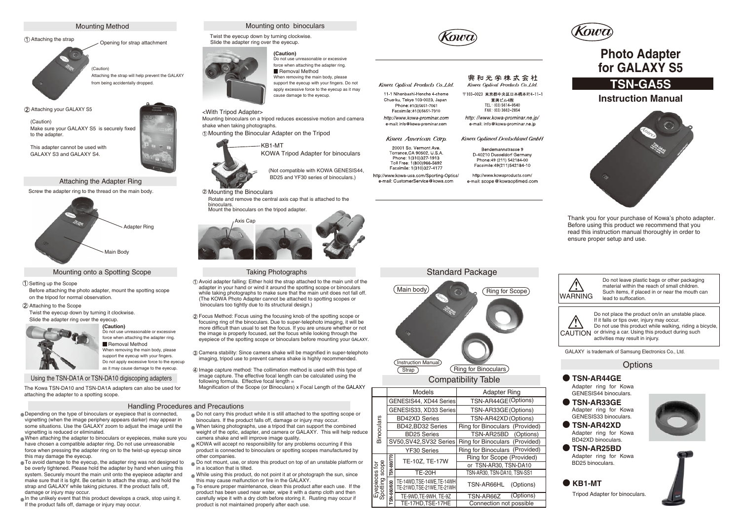# Photo Adapter for GALAXY S5

## TSN-GA5S

## Instruction Manual

Thank you for your purchase of Kowa's photo adapter. Before using this product we recommend that you read this instruction manual thoroughly in order to ensure proper setup and use.

**WARNING**
Do not leave plastic bags or other packaging material within the reach of small children. Such items, if placed in or near the mouth can lead to suffocation.

**CAUTION**
Do not place the product on/in an unstable place. If it falls or tips over, injury may occur.
Do not use this product while walking, riding a bicycle, or driving a car. Using this product during such activities may result in injury.

GALAXY is trademark of Samsung Electronics Co., Ltd.

## Mounting Method

① Attaching the strap

Opening for strap attachment

(Caution)
Attaching the strap will help prevent the GALAXY from being accidentally dropped.

② Attaching your GALAXY S5

(Caution)
Make sure your GALAXY S5 is securely fixed to the adapter.

This adapter cannot be used with GALAXY S3 and GALAXY S4.

## Attaching the Adapter Ring

Screw the adapter ring to the thread on the main body.

Adapter Ring

Main Body

## Mounting onto a Spotting Scope

① Setting up the Scope
Before attaching the photo adapter, mount the spotting scope on the tripod for normal observation.

② Attaching to the Scope
Twist the eyecup down by turning it clockwise.
Slide the adapter ring over the eyecup.

**(Caution)**
Do not use unreasonable or excessive force when attaching the adapter ring.

■ Removal Method
When removing the main body, please support the eyecup with your fingers. Do not apply excessive force to the eyecup as it may cause damage to the eyecup.

### Using the TSN-DA1A or TSN-DA10 digiscoping adapters

The Kowa TSN-DA10 and TSN-DA1A adapters can also be used for attaching the adapter to a spotting scope.

## Mounting onto binoculars

Twist the eyecup down by turning clockwise.
Slide the adapter ring over the eyecup.

**(Caution)**
Do not use unreasonable or excessive force when attaching the adapter ring.

■ Removal Method
When removing the main body, please support the eyecup with your fingers. Do not apply excessive force to the eyecup as it may cause damage to the eyecup.

<With Tripod Adapter>
Mounting binoculars on a tripod reduces excessive motion and camera shake when taking photographs.

① Mounting the Binocular Adapter on the Tripod

KB1-MT
KOWA Tripod Adapter for binoculars

(Not compatible with KOWA GENESIS44, BD25 and YF30 series of binoculars.)

② Mounting the Binoculars
Rotate and remove the central axis cap that is attached to the binoculars.
Mount the binoculars on the tripod adapter.

Axis Cap

## Taking Photographs

① Avoid adapter falling: Either hold the strap attached to the main unit of the adapter in your hand or wind it around the spotting scope or binoculars while taking photographs to make sure that the main unit does not fall off. (The KOWA Photo Adapter cannot be attached to spotting scopes or binoculars too tightly due to its structural design.)

② Focus Method: Focus using the focusing knob of the spotting scope or focusing ring of the binoculars. Due to super-telephoto imaging, it will be more difficult than usual to set the focus. If you are unsure whether or not the image is properly focused, set the focus while looking through the eyepiece of the spotting scope or binoculars before mounting your GALAXY.

③ Camera stability: Since camera shake will be magnified in super-telephoto imaging, tripod use to prevent camera shake is highly recommended.

④ Image capture method: The collimation method is used with this type of image capture. The effective focal length can be calculated using the following formula. Effective focal length = Magnification of the Scope (or Binoculars) x Focal Length of the GALAXY

## Handling Procedures and Precautions

- Depending on the type of binoculars or eyepiece that is connected, vignetting (when the image periphery appears darker) may appear in some situations. Use the GALAXY zoom to adjust the image until the vignetting is reduced or eliminated.
- When attaching the adapter to binoculars or eyepieces, make sure you have chosen a compatible adapter ring. Do not use unreasonable force when pressing the adapter ring on to the twist-up eyecup since this may damage the eyecup.
- To avoid damage to the eyecup, the adapter ring was not designed to be overly tightened. Please hold the adapter by hand when using this system. Securely mount the main unit onto the eyepiece adapter and make sure that it is tight. Be certain to attach the strap, and hold the strap and GALAXY while taking pictures. If the product falls off, damage or injury may occur.
- In the unlikely event that this product develops a crack, stop using it. If the product falls off, damage or injury may occur.
- Do not carry this product while it is still attached to the spotting scope or binoculars. If the product falls off, damage or injury may occur.
- When taking photographs, use a tripod that can support the combined weight of the optic, adapter, and camera or GALAXY. This will help reduce camera shake and will improve image quality.
- KOWA will accept no responsibility for any problems occurring if this product is connected to binoculars or spotting scopes manufactured by other companies.
- Do not mount, use, or store this product on top of an unstable platform or in a location that is tilted.
- While using this product, do not point it at or photograph the sun, since this may cause malfunction or fire in the GALAXY.
- To ensure proper maintenance, clean this product after each use. If the product has been used near water, wipe it with a damp cloth and then carefully wipe it with a dry cloth before storing it. Rusting may occur if product is not maintained properly after each use.

## Standard Package

Main body
Ring for Scope
Instruction Manual
Strap
Ring for Binoculars

## Compatibility Table

| | | Models | Adapter Ring |
|---|---|---|---|
| Binoculars | | GENESIS44, XD44 Series | TSN-AR44GE (Options) |
| | | GENESIS33, XD33 Series | TSN-AR33GE (Options) |
| | | BD42XD Series | TSN-AR42XD (Options) |
| | | BD42,BD32 Series | Ring for Binoculars (Provided) |
| | | BD25 Series | TSN-AR25BD (Options) |
| | | SV50,SV42,SV32 Series | Ring for Binoculars (Provided) |
| | | YF30 Series | Ring for Binoculars (Provided) |
| Eyepieces for Spotting scope | TSN-880/770 | TE-10Z, TE-17W | Ring for Scope (Provided) or TSN-AR30, TSN-DA10 |
| | | TE-20H | TSN-AR30, TSN-DA10, TSN-SS1 |
| | TSN-660/600 | TE-14WD,TSE-14WE,TE-14WH TE-21WD,TSE-21WE,TE-21WH | TSN-AR66HL (Options) |
| | | TE-9WD,TE-9WH, TE-9Z | TSN-AR66Z (Options) |
| | | TE-17HD,TSE-17HE | Connection not possible |

## Options

- **TSN-AR44GE**
  Adapter ring for Kowa GENESIS44 binoculars.
- **TSN-AR33GE**
  Adapter ring for Kowa GENESIS33 binoculars.
- **TSN-AR42XD**
  Adapter ring for Kowa BD42XD binoculars.
- **TSN-AR25BD**
  Adapter ring for Kowa BD25 binoculars.
- **KB1-MT**
  Tripod Adapter for binoculars.

Kowa Optical Products Co.,Ltd.
11-1 Nihonbashi-Honcho 4-chome
Chuo-ku, Tokyo 103-0023, Japan
Phone: 81(3)5651-7061
Facsimile: 81(3)5651-7310
http://www.kowa-prominar.com
e-mail: info@kowa-prominar.com

興和光学株式会社
Kowa Optical Products Co.,Ltd.
〒103-0023 東京都中央区日本橋本町4-11-1
東興ビル4階
TEL : (03) 5614-9540
FAX : (03) 3662-2854
http: //www.kowa-prominar.ne.jp/
e-mail: info@kowa-prominar.ne.jp

Kowa American Corp.
20001 So. Vermont Ave.
Torrance,CA 90502, U.S.A.
Phone: 1(310)327-1913
Toll Free: 1(800)966-5692
Facsimile: 1(310)327-4177
http://www.kowa-usa.com/Sporting-Optics/
e-mail: CustomerService@kowa.com

Kowa Optimed Deutschland GmbH
Bendemannstrasse 9
D-40210 Dusseldorf Germany
Phone:49 (211) 542184-00
Facsimile:49(211)542184-10
http://www.kowaproducts.com/
e-mail: scope@kowaoptimed.com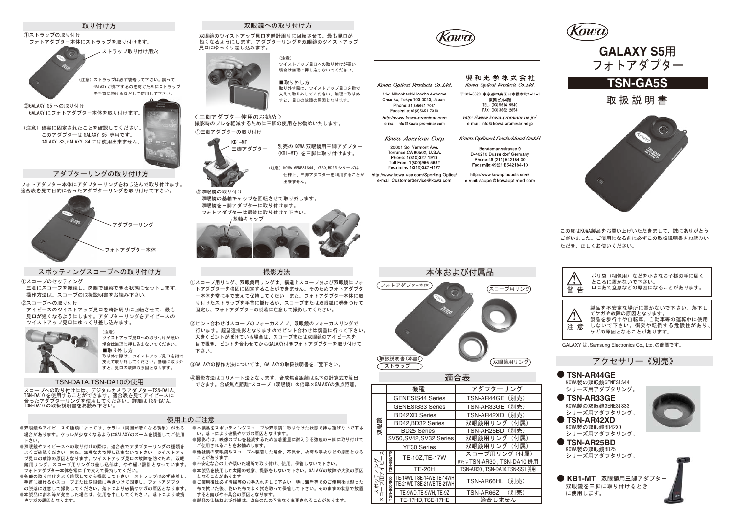## 取り付け方

①ストラップの取り付け
フォトアダプター本体にストラップを取り付けます。

ストラップ取り付け用穴

（注意）ストラップは必ず装着して下さい。誤って GALAXY が落下するのを防ぐためにストラップを手首に掛けるなどして使用して下さい。

②GALAXY S5 への取り付け
GALAXY にフォトアダプター本体を取り付けます。

（注意）確実に固定されたことを確認してください。
このアダプターは GALAXY S5 専用です。
GALAXY S3, GALAXY S4 には使用出来ません。

## アダプターリングの取り付け方

フォトアダプター本体にアダプターリングをねじ込んで取り付けます。
適合表を見て目的に合ったアダプターリングを取り付けて下さい。

アダプターリング

フォトアダプター本体

## 双眼鏡への取り付け方

双眼鏡のツイストアップ見口を時計周りに回転させて、最も見口が短くなるようにします。アダプターリングを双眼鏡のツイストアップ見口にゆっくり差し込みます。

（注意）
ツイストアップ見口への取り付けが硬い場合は無理に押し込まないでください。

■取り外し方
取り外す際は、ツイストアップ見口を指で支えて取り外してください。無理に取り外すと、見口の故障の原因となります。

＜三脚アダプター使用のお勧め＞
撮影時のブレを軽減するために三脚の使用をお勧めいたします。

①三脚アダプターの取り付け

KB1-MT
三脚アダプター

別売の KOWA 双眼鏡用三脚アダプター（KB1-MT）を三脚に取り付けます。

（注意）KOWA GENESIS44、YF30、BD25 シリーズは仕様上、三脚アダプターを利用することが出来ません。

②双眼鏡の取り付け
双眼鏡の基軸キャップを回転させて取り外します。
双眼鏡を三脚アダプターに取り付けます。
フォトアダプターは最後に取り付けて下さい。

基軸キャップ

Kowa

Kowa Optical Products Co.,Ltd.

11-1 Nihonbashi-Honcho 4-chome
Chuo-ku, Tokyo 103-0023, Japan
Phone: 81(3)5651-7061
Facsimile: 81(3)5651-7310
http://www.kowa-prominar.com
e-mail: info@kowa-prominar.com

興和光学株式会社
Kowa Optical Products Co.,Ltd.

〒103-0023 東京都中央区日本橋本町4-11-1
東興ビル4階
TEL：(03) 5614-9540
FAX：(03) 3662-2854
http: //www.kowa-prominar.ne.jp/
e-mail: info@kowa-prominar.ne.jp

Kowa American Corp.

20001 So. Vermont Ave.
Torrance,CA 90502, U.S.A.
Phone: 1(310)327-1913
Toll Free: 1(800)966-5692
Facsimile: 1(310)327-4177
http://www.kowa-usa.com/Sporting-Optics/
e-mail: CustomerService@kowa.com

Kowa Optimed Deutschland GmbH

Bendemannstrasse 9
D-40210 Dusseldorf Germany
Phone:49 (211) 542184-00
Facsimile:49(211)542184-10
http://www.kowaproducts.com/
e-mail: scope@kowaoptimed.com

Kowa

# GALAXY S5用 フォトアダプター

## TSN-GA5S

## 取扱説明書

この度はKOWA製品をお買い上げいただきまして、誠にありがとうございました。ご使用になる前に必ずこの取扱説明書をお読みいただき、正しくお使いください。

## スポッティングスコープへの取り付け方

①スコープのセッティング
三脚にスコープを接続し、肉眼で観察できる状態にセットします。
操作方法は、スコープの取扱説明書をお読み下さい。

②スコープへの取り付け
アイピースのツイストアップ見口を時計周りに回転させて、最も見口が短くなるようにします。アダプターリングをアイピースのツイストアップ見口にゆっくり差し込みます。

（注意）
ツイストアップ見口への取り付けが硬い場合は無理に押し込まないでください。

■取り外し方
取り外す際は、ツイストアップ見口を指で支えて取り外してください。無理に取り外すと、見口の故障の原因となります。

## TSN-DA1A,TSN-DA10の使用

スコープへの取り付けには、デジタルカメラアダプターTSN-DA1A、TSN-DA10 を使用することができます。適合表を見てアイピースに合ったアダプターリングを使用してください。詳細は TSN-DA1A、TSN-DA10 の取扱説明書をお読み下さい。

## 撮影方法

①スコープ用リング、双眼鏡用リングは、構造上スコープおよび双眼鏡にフォトアダプターを強固に固定することができません。そのためフォトアダプター本体を常に手で支えて保持してください。また、フォトアダプター本体に取り付けたストラップを手首に掛けるか、スコープまたは双眼鏡に巻きつけて固定し、フォトアダプターの脱落に注意して撮影してください。

②ピント合わせはスコープのフォーカスノブ、双眼鏡のフォーカスリングで行います。超望遠撮影となりますのでピント合わせは慎重に行って下さい。大きくピントがぼけている場合は、スコープまたは双眼鏡のアイピースを目で覗き、ピントを合わせてからGALAXY付きフォトアダプターを取り付けて下さい。

③GALAXYの操作方法については、GALAXYの取扱説明書をご覧下さい。

④撮影方法はコリメート法となります。合成焦点距離は以下の計算式で算出できます。合成焦点距離=スコープ（双眼鏡）の倍率×GALAXYの焦点距離。

## 本体および付属品

フォトアダプター本体

スコープ用リング

取扱説明書(本書)

ストラップ

双眼鏡用リング

## 適合表

| | | 機種 | アダプターリング |
|---|---|---|---|
| 双眼鏡 | | GENESIS44 Series | TSN-AR44GE（別売） |
| | | GENESIS33 Series | TSN-AR33GE（別売） |
| | | BD42XD Series | TSN-AR42XD（別売） |
| | | BD42,BD32 Series | 双眼鏡用リング（付属） |
| | | BD25 Series | TSN-AR25BD（別売） |
| | | SV50,SV42,SV32 Series | 双眼鏡用リング（付属） |
| | | YF30 Series | 双眼鏡用リング（付属） |
| スポッティングスコープ用アイピース | TSN-880/770 | TE-10Z,TE-17W | スコープ用リング（付属） または TSN-AR30 , TSN-DA10 併用 |
| | | TE-20H | TSN-AR30 , TSN-DA10,TSN-SS1 併用 |
| | TSN-660/600 | TE-14WD,TSE-14WE,TE-14WH TE-21WD,TSE-21WE,TE-21WH | TSN-AR66HL（別売） |
| | | TE-9WD,TE-9WH, TE-9Z | TSN-AR66Z （別売） |
| | | TE-17HD,TSE-17HE | 適合しません |

| | |
|---|---|
| ⚠ 警告 | ポリ袋（梱包用）などを小さなお子様の手に届くところに置かないで下さい。口にあて窒息などの原因になることがあります。 |
| ⚠ 注意 | 製品を不安定な場所に置かないで下さい。落下してケガや故障の原因となります。製品を歩行中や自転車、自動車等の運転中に使用しないで下さい。衝突や転倒する危険性があり、ケガの原因となることがあります。 |

GALAXY は、Samsung Electronics Co., Ltd. の商標です。

## アクセサリー《別売》

● **TSN-AR44GE**
KOWA製の双眼鏡GENESIS44 シリーズ用アダプタリング。

● **TSN-AR33GE**
KOWA製の双眼鏡GENESIS33 シリーズ用アダプタリング。

● **TSN-AR42XD**
KOWA製の双眼鏡BD42XD シリーズ用アダプタリング。

● **TSN-AR25BD**
KOWA製の双眼鏡BD25 シリーズ用アダプタリング。

● **KB1-MT** 双眼鏡用三脚アダプター
双眼鏡を三脚に取り付けるときに使用します。

## 使用上のご注意

●双眼鏡やアイピースの種類によっては、ケラレ（周囲が暗くなる現象）が出る場合があります。ケラレが少なくなるようにGALAXYのズームを調整してご使用下さい。
●双眼鏡やアイピースへの取り付けの際は、適合表でアダプターリングの種類をよくご確認ください。また、無理な力で押し込まないで下さい。ツイストアップ見口の故障の原因となります。ツイストアップ見口の故障を防ぐため、双眼鏡用リング、スコープ用リングの差し込部は、やや緩い設計となっています。フォトアダプター本体を常に手で支えて保持してください。
●各部の取り付けをよく確認してから撮影して下さい。ストラップは必ず装着し、手首に掛けるかスコープまたは双眼鏡に巻きつけて固定し、フォトアダプターの脱落に注意して撮影してください。落下により破損やケガの原因となります。
●本製品に割れ等が発生した場合は、使用を中止してください。落下により破損やケガの原因となります。
●本製品をスポッティングスコープや双眼鏡に取り付けた状態で持ち運ばないで下さい。落下により破損やケガの原因となります。
●撮影時は、映像のブレを軽減するため装着重量に耐えうる強度の三脚に取り付けてご使用されることをお勧めします。
●他社製の双眼鏡やスコープへ装着した場合、不具合、故障や事故などの原因となることがあります。
●不安定な台の上や傾いた場所で取り付け、使用、保管しないで下さい。
●本製品を使用して太陽の観察、撮影をしないで下さい。GALAXYの故障や火災の原因となることがあります。
●ご使用後は必ず清掃等のお手入れをして下さい。特に海岸等でのご使用後は湿った布で拭いた後、乾いた布でよく拭き取って保管して下さい。そのままの状態で放置すると錆びや不具合の原因となります。
●製品の仕様および外観は、改良のため予告なく変更されることがあります。